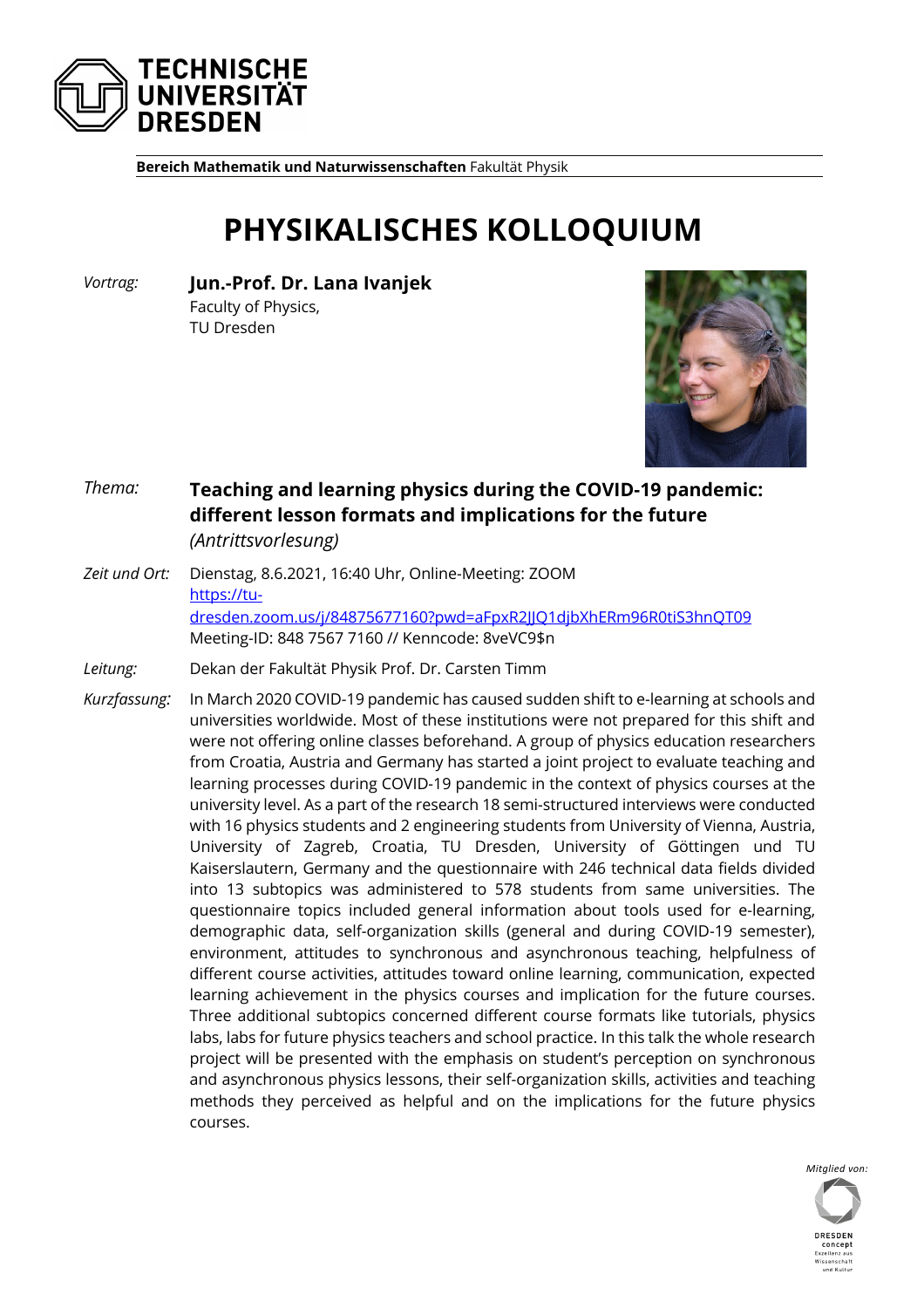**TECHNISCHE UNIVERSITÄT DRESDEN**

**Bereich Mathematik und Naturwissenschaften** Fakultät Physik

# PHYSIKALISCHES KOLLOQUIUM

*Vortrag:* **Jun.-Prof. Dr. Lana Ivanjek**
Faculty of Physics,
TU Dresden

*Thema:* **Teaching and learning physics during the COVID-19 pandemic: different lesson formats and implications for the future**
*(Antrittsvorlesung)*

*Zeit und Ort:* Dienstag, 8.6.2021, 16:40 Uhr, Online-Meeting: ZOOM
https://tu-dresden.zoom.us/j/84875677160?pwd=aFpxR2JJQ1djbXhERm96R0tiS3hnQT09
Meeting-ID: 848 7567 7160 // Kenncode: 8veVC9$n

*Leitung:* Dekan der Fakultät Physik Prof. Dr. Carsten Timm

*Kurzfassung:* In March 2020 COVID-19 pandemic has caused sudden shift to e-learning at schools and universities worldwide. Most of these institutions were not prepared for this shift and were not offering online classes beforehand. A group of physics education researchers from Croatia, Austria and Germany has started a joint project to evaluate teaching and learning processes during COVID-19 pandemic in the context of physics courses at the university level. As a part of the research 18 semi-structured interviews were conducted with 16 physics students and 2 engineering students from University of Vienna, Austria, University of Zagreb, Croatia, TU Dresden, University of Göttingen und TU Kaiserslautern, Germany and the questionnaire with 246 technical data fields divided into 13 subtopics was administered to 578 students from same universities. The questionnaire topics included general information about tools used for e-learning, demographic data, self-organization skills (general and during COVID-19 semester), environment, attitudes to synchronous and asynchronous teaching, helpfulness of different course activities, attitudes toward online learning, communication, expected learning achievement in the physics courses and implication for the future courses. Three additional subtopics concerned different course formats like tutorials, physics labs, labs for future physics teachers and school practice. In this talk the whole research project will be presented with the emphasis on student's perception on synchronous and asynchronous physics lessons, their self-organization skills, activities and teaching methods they perceived as helpful and on the implications for the future physics courses.

*Mitglied von:* DRESDEN concept – Exzellenz aus Wissenschaft und Kultur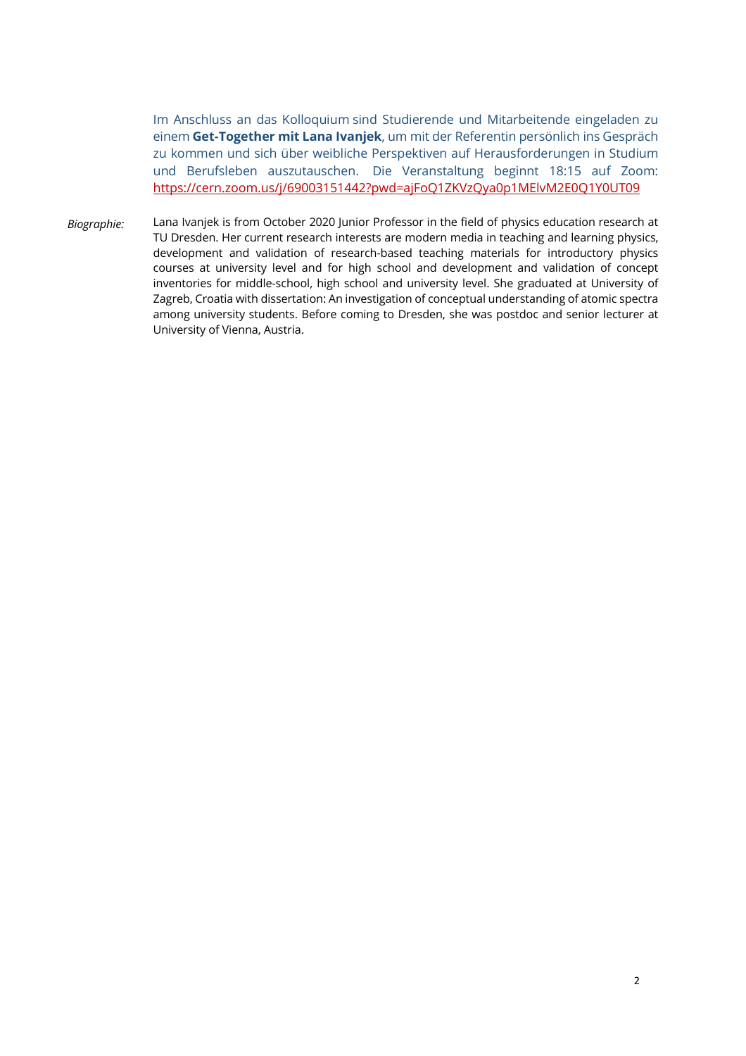Im Anschluss an das Kolloquium sind Studierende und Mitarbeitende eingeladen zu einem **Get-Together mit Lana Ivanjek**, um mit der Referentin persönlich ins Gespräch zu kommen und sich über weibliche Perspektiven auf Herausforderungen in Studium und Berufsleben auszutauschen. Die Veranstaltung beginnt 18:15 auf Zoom: https://cern.zoom.us/j/69003151442?pwd=ajFoQ1ZKVzQya0p1MElvM2E0Q1Y0UT09

*Biographie:* Lana Ivanjek is from October 2020 Junior Professor in the field of physics education research at TU Dresden. Her current research interests are modern media in teaching and learning physics, development and validation of research-based teaching materials for introductory physics courses at university level and for high school and development and validation of concept inventories for middle-school, high school and university level. She graduated at University of Zagreb, Croatia with dissertation: An investigation of conceptual understanding of atomic spectra among university students. Before coming to Dresden, she was postdoc and senior lecturer at University of Vienna, Austria.